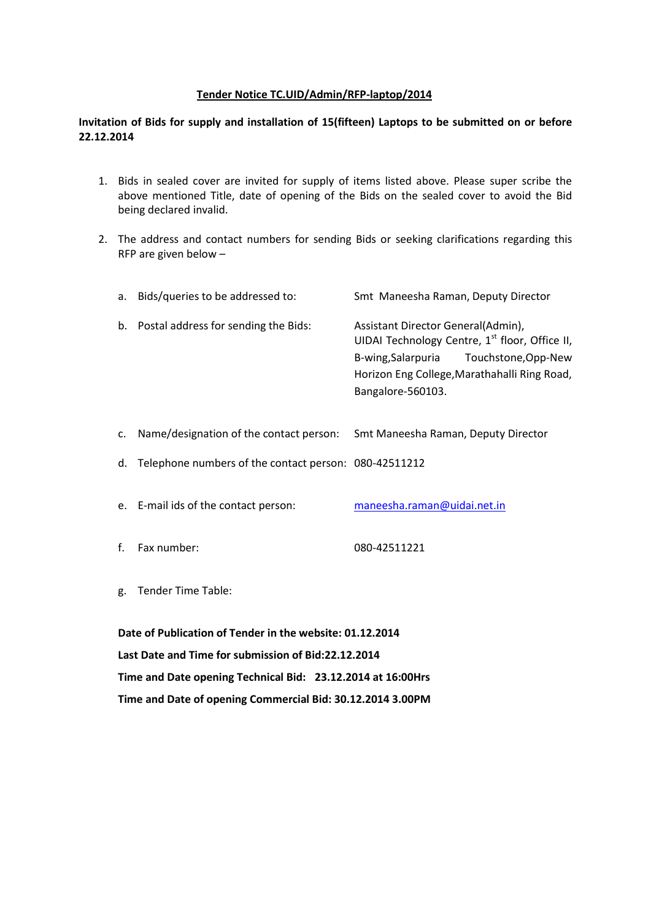**Tender Notice TC.UID/Admin/RFP-laptop/2014**

**Invitation of Bids for supply and installation of 15(fifteen) Laptops to be submitted on or before 22.12.2014**

1. Bids in sealed cover are invited for supply of items listed above. Please super scribe the above mentioned Title, date of opening of the Bids on the sealed cover to avoid the Bid being declared invalid.

2. The address and contact numbers for sending Bids or seeking clarifications regarding this RFP are given below –

   a. Bids/queries to be addressed to: Smt Maneesha Raman, Deputy Director

   b. Postal address for sending the Bids: Assistant Director General(Admin), UIDAI Technology Centre, 1st floor, Office II, B-wing,Salarpuria Touchstone,Opp-New Horizon Eng College,Marathahalli Ring Road, Bangalore-560103.

   c. Name/designation of the contact person: Smt Maneesha Raman, Deputy Director

   d. Telephone numbers of the contact person: 080-42511212

   e. E-mail ids of the contact person: maneesha.raman@uidai.net.in

   f. Fax number: 080-42511221

   g. Tender Time Table:

   **Date of Publication of Tender in the website: 01.12.2014**

   **Last Date and Time for submission of Bid:22.12.2014**

   **Time and Date opening Technical Bid: 23.12.2014 at 16:00Hrs**

   **Time and Date of opening Commercial Bid: 30.12.2014 3.00PM**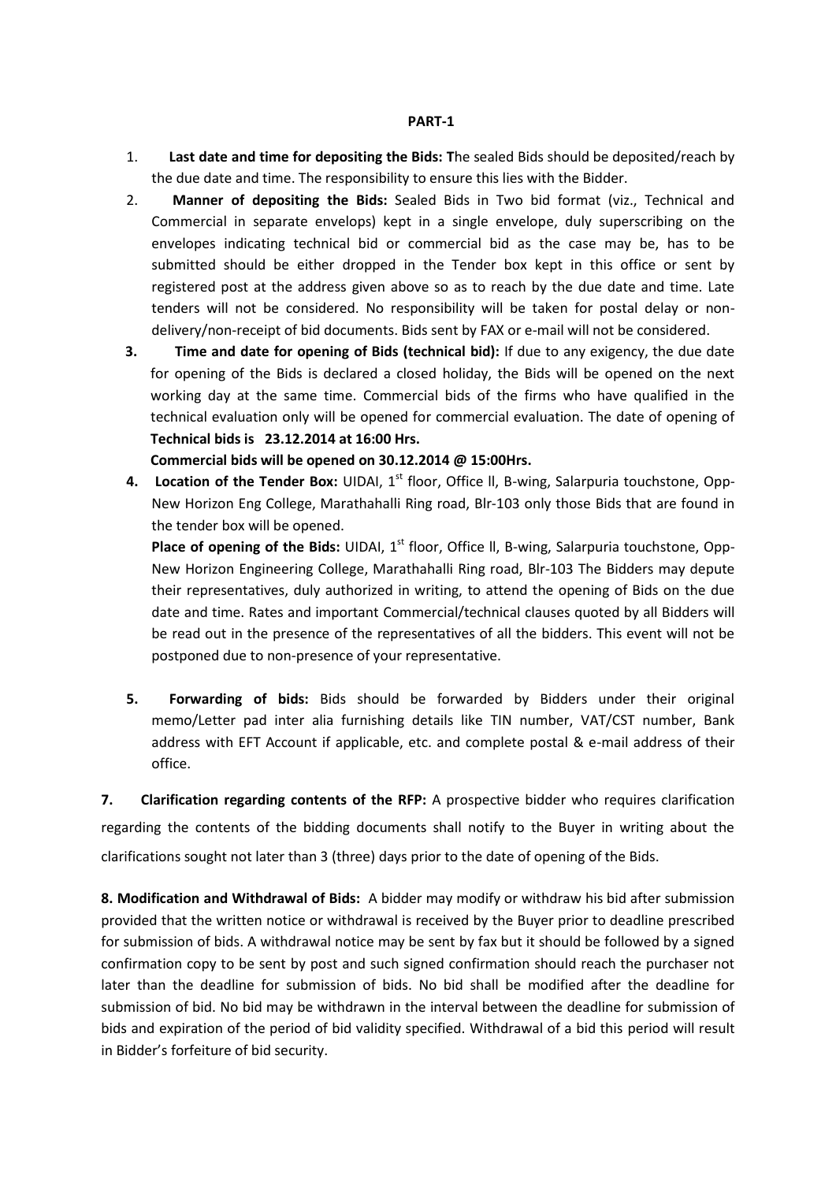**PART-1**

1. **Last date and time for depositing the Bids: T**he sealed Bids should be deposited/reach by the due date and time. The responsibility to ensure this lies with the Bidder.
2. **Manner of depositing the Bids:** Sealed Bids in Two bid format (viz., Technical and Commercial in separate envelops) kept in a single envelope, duly superscribing on the envelopes indicating technical bid or commercial bid as the case may be, has to be submitted should be either dropped in the Tender box kept in this office or sent by registered post at the address given above so as to reach by the due date and time. Late tenders will not be considered. No responsibility will be taken for postal delay or non-delivery/non-receipt of bid documents. Bids sent by FAX or e-mail will not be considered.
3. **Time and date for opening of Bids (technical bid):** If due to any exigency, the due date for opening of the Bids is declared a closed holiday, the Bids will be opened on the next working day at the same time. Commercial bids of the firms who have qualified in the technical evaluation only will be opened for commercial evaluation. The date of opening of **Technical bids is 23.12.2014 at 16:00 Hrs.**

   **Commercial bids will be opened on 30.12.2014 @ 15:00Hrs.**
4. **Location of the Tender Box:** UIDAI, 1st floor, Office ll, B-wing, Salarpuria touchstone, Opp-New Horizon Eng College, Marathahalli Ring road, Blr-103 only those Bids that are found in the tender box will be opened.

   **Place of opening of the Bids:** UIDAI, 1st floor, Office ll, B-wing, Salarpuria touchstone, Opp-New Horizon Engineering College, Marathahalli Ring road, Blr-103 The Bidders may depute their representatives, duly authorized in writing, to attend the opening of Bids on the due date and time. Rates and important Commercial/technical clauses quoted by all Bidders will be read out in the presence of the representatives of all the bidders. This event will not be postponed due to non-presence of your representative.
5. **Forwarding of bids:** Bids should be forwarded by Bidders under their original memo/Letter pad inter alia furnishing details like TIN number, VAT/CST number, Bank address with EFT Account if applicable, etc. and complete postal & e-mail address of their office.

**7. Clarification regarding contents of the RFP:** A prospective bidder who requires clarification regarding the contents of the bidding documents shall notify to the Buyer in writing about the clarifications sought not later than 3 (three) days prior to the date of opening of the Bids.

**8. Modification and Withdrawal of Bids:** A bidder may modify or withdraw his bid after submission provided that the written notice or withdrawal is received by the Buyer prior to deadline prescribed for submission of bids. A withdrawal notice may be sent by fax but it should be followed by a signed confirmation copy to be sent by post and such signed confirmation should reach the purchaser not later than the deadline for submission of bids. No bid shall be modified after the deadline for submission of bid. No bid may be withdrawn in the interval between the deadline for submission of bids and expiration of the period of bid validity specified. Withdrawal of a bid this period will result in Bidder's forfeiture of bid security.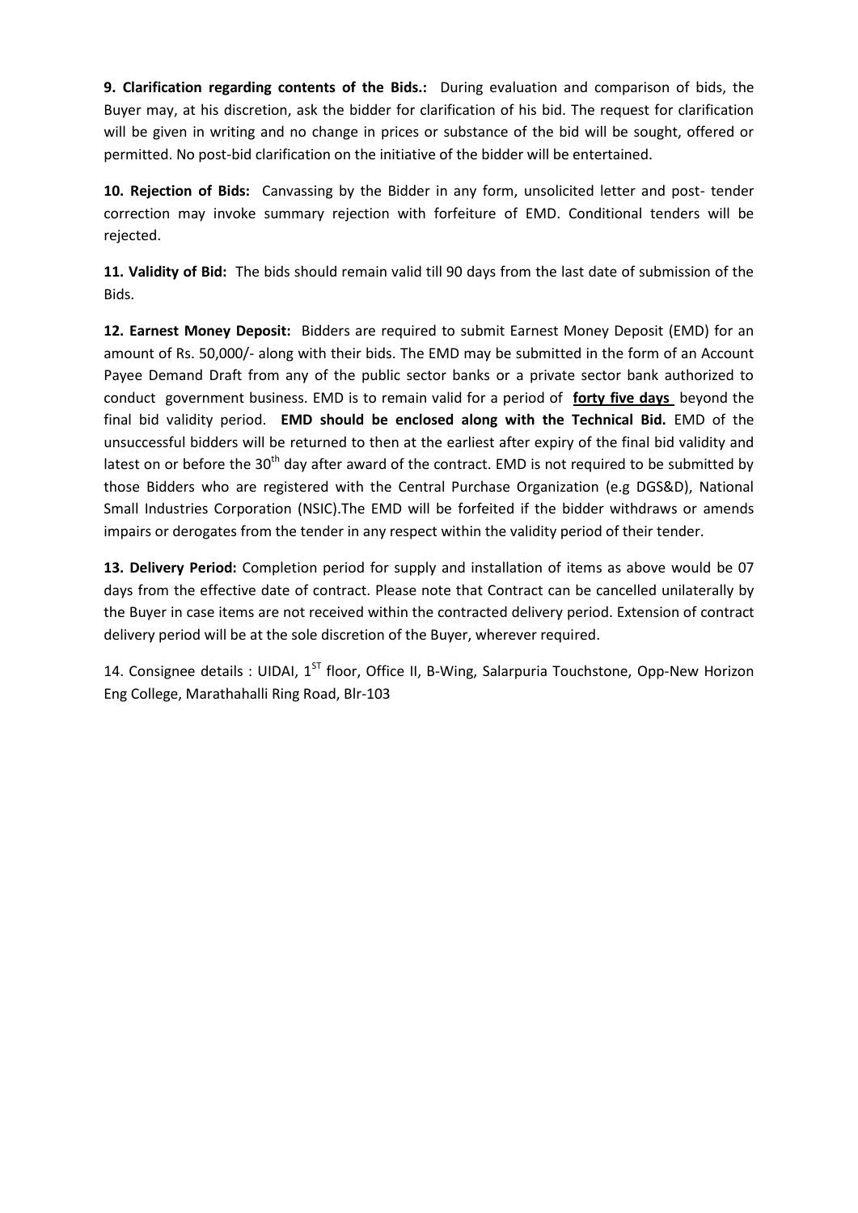**9. Clarification regarding contents of the Bids.:** During evaluation and comparison of bids, the Buyer may, at his discretion, ask the bidder for clarification of his bid. The request for clarification will be given in writing and no change in prices or substance of the bid will be sought, offered or permitted. No post-bid clarification on the initiative of the bidder will be entertained.

**10. Rejection of Bids:** Canvassing by the Bidder in any form, unsolicited letter and post- tender correction may invoke summary rejection with forfeiture of EMD. Conditional tenders will be rejected.

**11. Validity of Bid:** The bids should remain valid till 90 days from the last date of submission of the Bids.

**12. Earnest Money Deposit:** Bidders are required to submit Earnest Money Deposit (EMD) for an amount of Rs. 50,000/- along with their bids. The EMD may be submitted in the form of an Account Payee Demand Draft from any of the public sector banks or a private sector bank authorized to conduct government business. EMD is to remain valid for a period of <u>**forty five days**</u> beyond the final bid validity period. **EMD should be enclosed along with the Technical Bid.** EMD of the unsuccessful bidders will be returned to then at the earliest after expiry of the final bid validity and latest on or before the 30th day after award of the contract. EMD is not required to be submitted by those Bidders who are registered with the Central Purchase Organization (e.g DGS&D), National Small Industries Corporation (NSIC).The EMD will be forfeited if the bidder withdraws or amends impairs or derogates from the tender in any respect within the validity period of their tender.

**13. Delivery Period:** Completion period for supply and installation of items as above would be 07 days from the effective date of contract. Please note that Contract can be cancelled unilaterally by the Buyer in case items are not received within the contracted delivery period. Extension of contract delivery period will be at the sole discretion of the Buyer, wherever required.

14. Consignee details : UIDAI, 1ST floor, Office II, B-Wing, Salarpuria Touchstone, Opp-New Horizon Eng College, Marathahalli Ring Road, Blr-103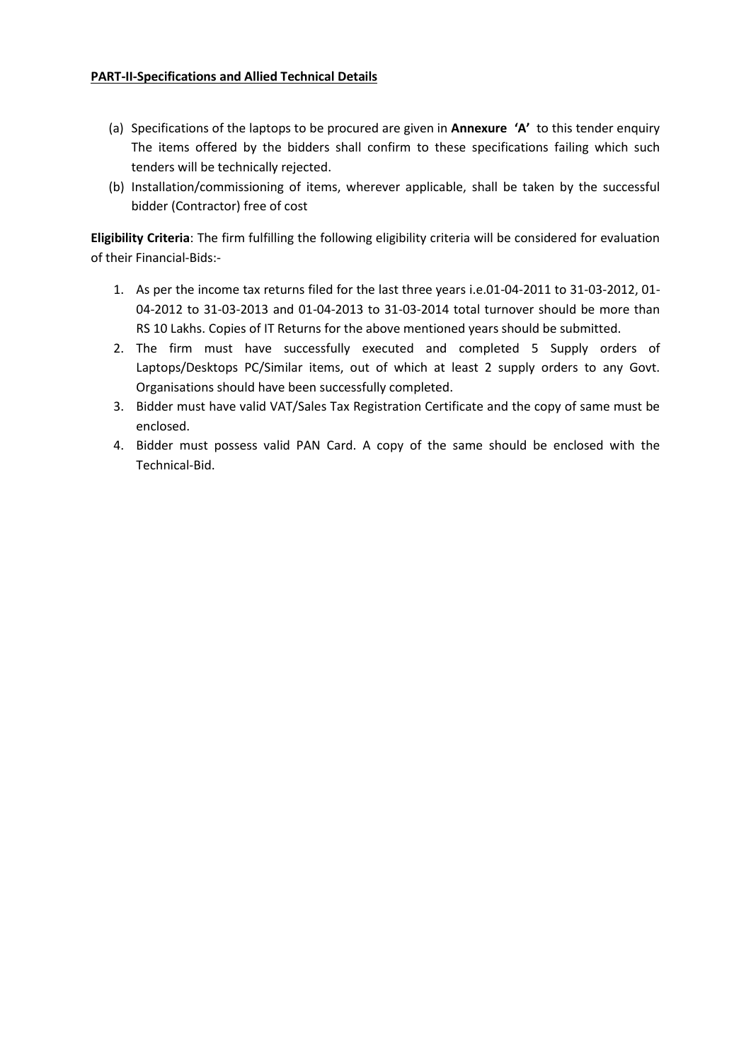**PART-II-Specifications and Allied Technical Details**

(a) Specifications of the laptops to be procured are given in **Annexure 'A'** to this tender enquiry The items offered by the bidders shall confirm to these specifications failing which such tenders will be technically rejected.

(b) Installation/commissioning of items, wherever applicable, shall be taken by the successful bidder (Contractor) free of cost

**Eligibility Criteria**: The firm fulfilling the following eligibility criteria will be considered for evaluation of their Financial-Bids:-

1. As per the income tax returns filed for the last three years i.e.01-04-2011 to 31-03-2012, 01-04-2012 to 31-03-2013 and 01-04-2013 to 31-03-2014 total turnover should be more than RS 10 Lakhs. Copies of IT Returns for the above mentioned years should be submitted.
2. The firm must have successfully executed and completed 5 Supply orders of Laptops/Desktops PC/Similar items, out of which at least 2 supply orders to any Govt. Organisations should have been successfully completed.
3. Bidder must have valid VAT/Sales Tax Registration Certificate and the copy of same must be enclosed.
4. Bidder must possess valid PAN Card. A copy of the same should be enclosed with the Technical-Bid.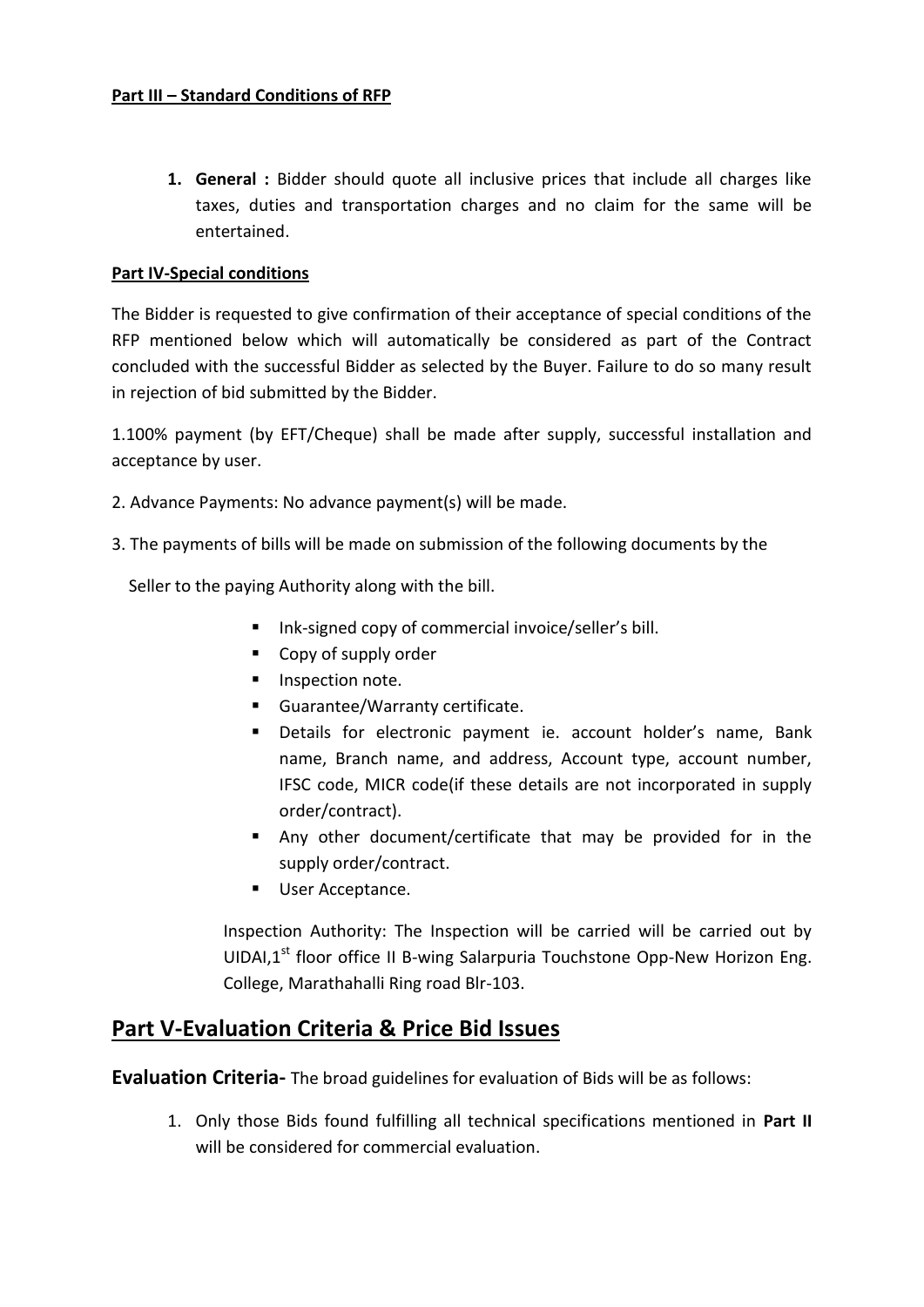**Part III – Standard Conditions of RFP**

1. **General :** Bidder should quote all inclusive prices that include all charges like taxes, duties and transportation charges and no claim for the same will be entertained.

**Part IV-Special conditions**

The Bidder is requested to give confirmation of their acceptance of special conditions of the RFP mentioned below which will automatically be considered as part of the Contract concluded with the successful Bidder as selected by the Buyer. Failure to do so many result in rejection of bid submitted by the Bidder.

1.100% payment (by EFT/Cheque) shall be made after supply, successful installation and acceptance by user.

2. Advance Payments: No advance payment(s) will be made.

3. The payments of bills will be made on submission of the following documents by the Seller to the paying Authority along with the bill.

- Ink-signed copy of commercial invoice/seller's bill.
- Copy of supply order
- Inspection note.
- Guarantee/Warranty certificate.
- Details for electronic payment ie. account holder's name, Bank name, Branch name, and address, Account type, account number, IFSC code, MICR code(if these details are not incorporated in supply order/contract).
- Any other document/certificate that may be provided for in the supply order/contract.
- User Acceptance.

Inspection Authority: The Inspection will be carried will be carried out by UIDAI,1st floor office II B-wing Salarpuria Touchstone Opp-New Horizon Eng. College, Marathahalli Ring road Blr-103.

## Part V-Evaluation Criteria & Price Bid Issues

**Evaluation Criteria-** The broad guidelines for evaluation of Bids will be as follows:

1. Only those Bids found fulfilling all technical specifications mentioned in **Part II** will be considered for commercial evaluation.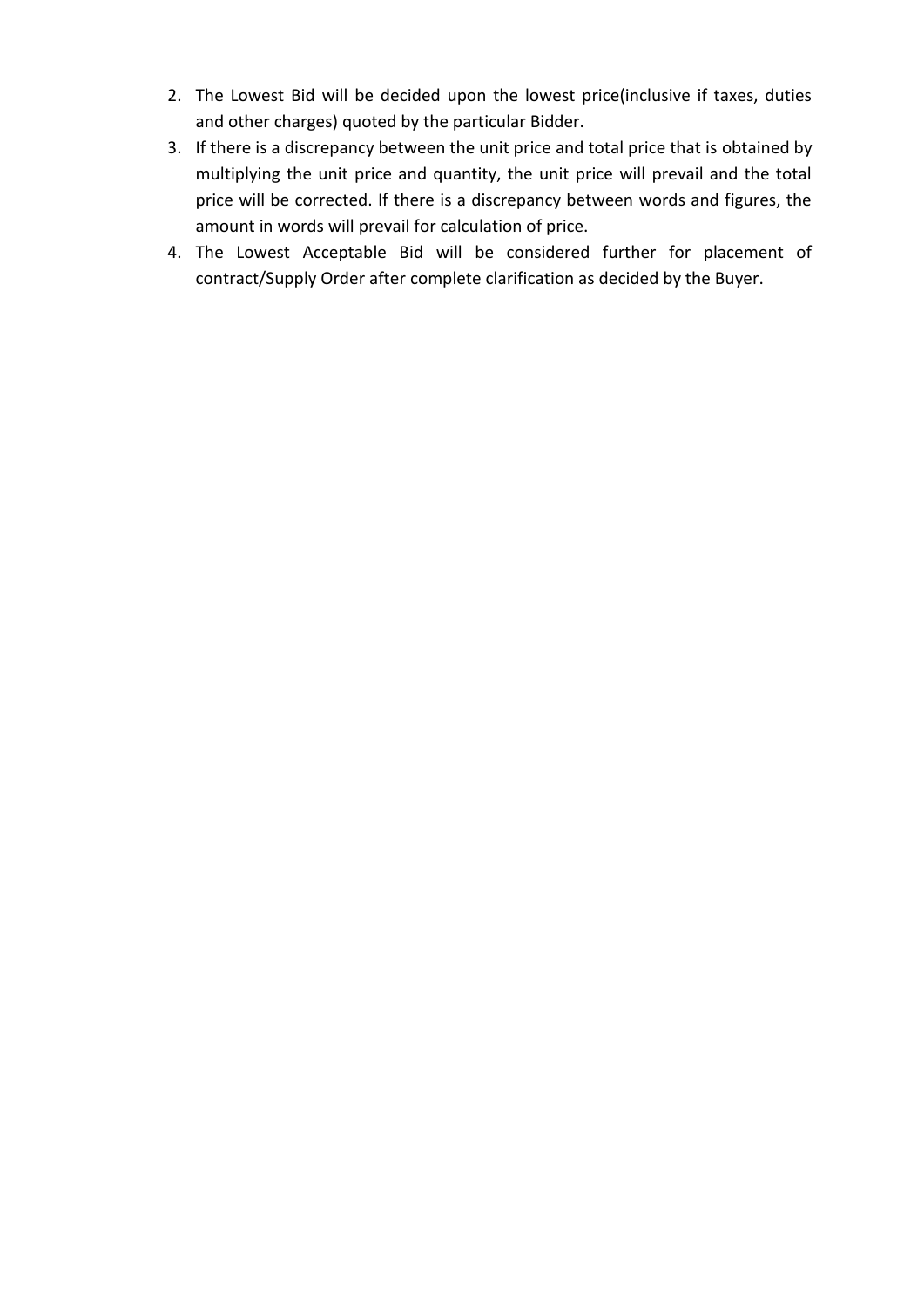2. The Lowest Bid will be decided upon the lowest price(inclusive if taxes, duties and other charges) quoted by the particular Bidder.
3. If there is a discrepancy between the unit price and total price that is obtained by multiplying the unit price and quantity, the unit price will prevail and the total price will be corrected. If there is a discrepancy between words and figures, the amount in words will prevail for calculation of price.
4. The Lowest Acceptable Bid will be considered further for placement of contract/Supply Order after complete clarification as decided by the Buyer.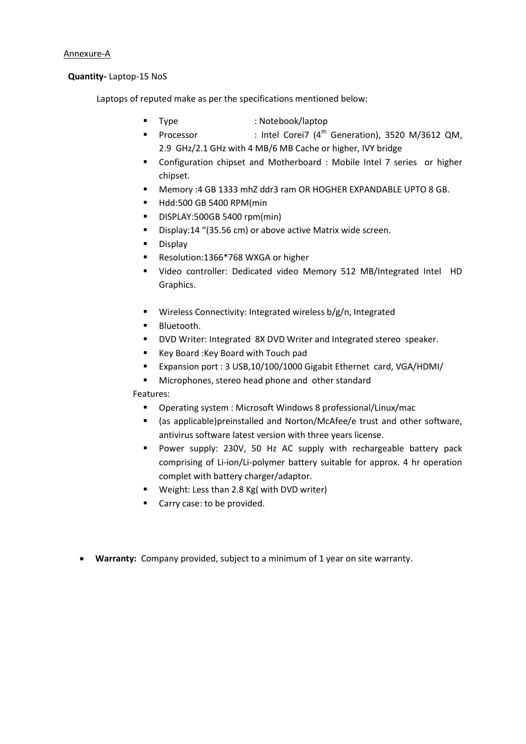Annexure-A

**Quantity-** Laptop-15 NoS

Laptops of reputed make as per the specifications mentioned below:

- Type : Notebook/laptop
- Processor : Intel Corei7 (4th Generation), 3520 M/3612 QM, 2.9 GHz/2.1 GHz with 4 MB/6 MB Cache or higher, IVY bridge
- Configuration chipset and Motherboard : Mobile Intel 7 series or higher chipset.
- Memory :4 GB 1333 mhZ ddr3 ram OR HOGHER EXPANDABLE UPTO 8 GB.
- Hdd:500 GB 5400 RPM(min
- DISPLAY:500GB 5400 rpm(min)
- Display:14 "(35.56 cm) or above active Matrix wide screen.
- Display
- Resolution:1366*768 WXGA or higher
- Video controller: Dedicated video Memory 512 MB/Integrated Intel HD Graphics.
- Wireless Connectivity: Integrated wireless b/g/n, Integrated
- Bluetooth.
- DVD Writer: Integrated 8X DVD Writer and Integrated stereo speaker.
- Key Board :Key Board with Touch pad
- Expansion port : 3 USB,10/100/1000 Gigabit Ethernet card, VGA/HDMI/
- Microphones, stereo head phone and other standard

Features:

- Operating system : Microsoft Windows 8 professional/Linux/mac
- (as applicable)preinstalled and Norton/McAfee/e trust and other software, antivirus software latest version with three years license.
- Power supply: 230V, 50 Hz AC supply with rechargeable battery pack comprising of Li-ion/Li-polymer battery suitable for approx. 4 hr operation complet with battery charger/adaptor.
- Weight: Less than 2.8 Kg( with DVD writer)
- Carry case: to be provided.

- **Warranty:** Company provided, subject to a minimum of 1 year on site warranty.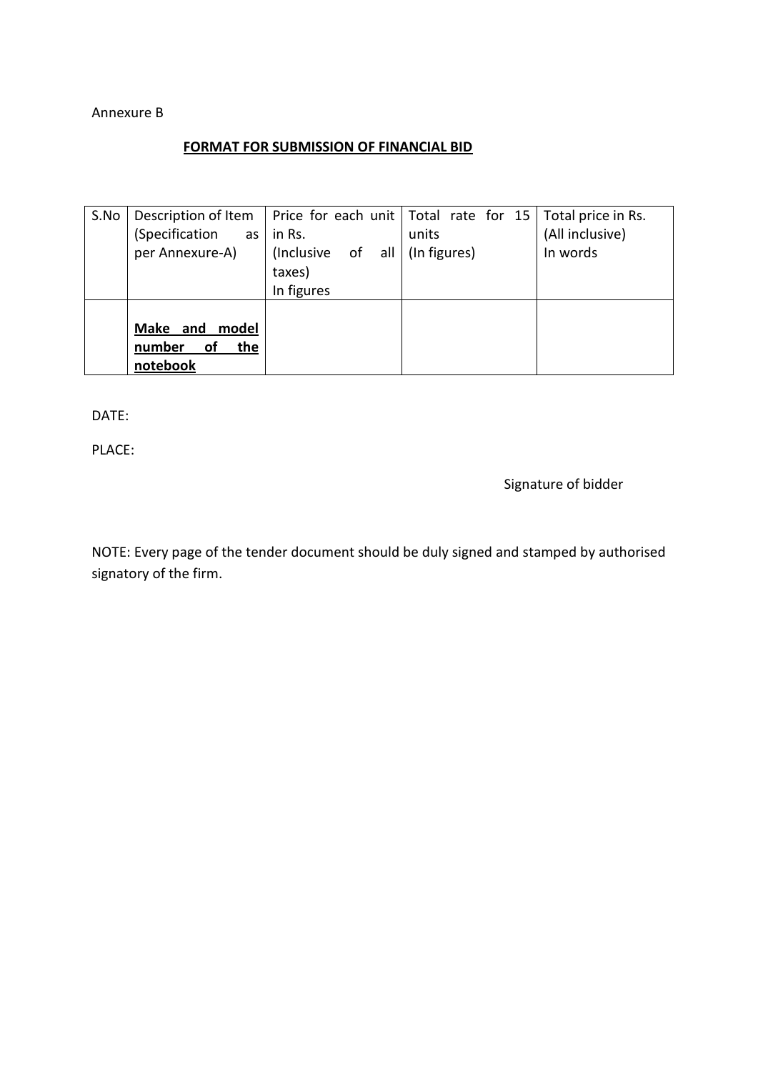Annexure B

**FORMAT FOR SUBMISSION OF FINANCIAL BID**

| S.No | Description of Item (Specification as per Annexure-A) | Price for each unit in Rs. (Inclusive of all taxes) In figures | Total rate for 15 units (In figures) | Total price in Rs. (All inclusive) In words |
|---|---|---|---|---|
| | **Make and model number of the notebook** | | | |

DATE:

PLACE:

Signature of bidder

NOTE: Every page of the tender document should be duly signed and stamped by authorised signatory of the firm.